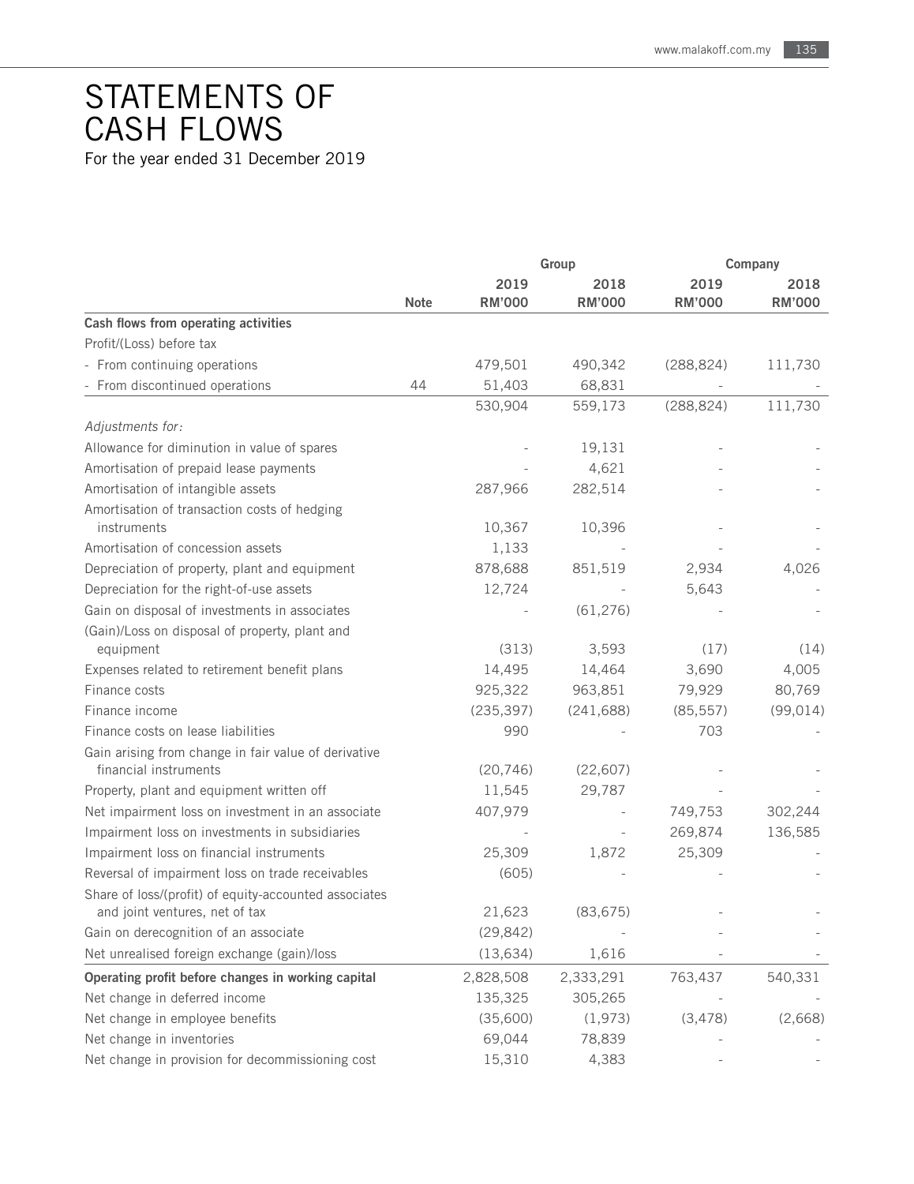# STATEMENTS OF CASH FLOWS

For the year ended 31 December 2019

| | | Group | | Company | |
|---|---|---|---|---|---|
| | Note | 2019 RM'000 | 2018 RM'000 | 2019 RM'000 | 2018 RM'000 |
| **Cash flows from operating activities** | | | | | |
| Profit/(Loss) before tax | | | | | |
| - From continuing operations | | 479,501 | 490,342 | (288,824) | 111,730 |
| - From discontinued operations | 44 | 51,403 | 68,831 | - | - |
| | | 530,904 | 559,173 | (288,824) | 111,730 |
| *Adjustments for:* | | | | | |
| Allowance for diminution in value of spares | | - | 19,131 | - | - |
| Amortisation of prepaid lease payments | | - | 4,621 | - | - |
| Amortisation of intangible assets | | 287,966 | 282,514 | - | - |
| Amortisation of transaction costs of hedging instruments | | 10,367 | 10,396 | - | - |
| Amortisation of concession assets | | 1,133 | - | - | - |
| Depreciation of property, plant and equipment | | 878,688 | 851,519 | 2,934 | 4,026 |
| Depreciation for the right-of-use assets | | 12,724 | - | 5,643 | - |
| Gain on disposal of investments in associates | | - | (61,276) | - | - |
| (Gain)/Loss on disposal of property, plant and equipment | | (313) | 3,593 | (17) | (14) |
| Expenses related to retirement benefit plans | | 14,495 | 14,464 | 3,690 | 4,005 |
| Finance costs | | 925,322 | 963,851 | 79,929 | 80,769 |
| Finance income | | (235,397) | (241,688) | (85,557) | (99,014) |
| Finance costs on lease liabilities | | 990 | - | 703 | - |
| Gain arising from change in fair value of derivative financial instruments | | (20,746) | (22,607) | - | - |
| Property, plant and equipment written off | | 11,545 | 29,787 | - | - |
| Net impairment loss on investment in an associate | | 407,979 | - | 749,753 | 302,244 |
| Impairment loss on investments in subsidiaries | | - | - | 269,874 | 136,585 |
| Impairment loss on financial instruments | | 25,309 | 1,872 | 25,309 | - |
| Reversal of impairment loss on trade receivables | | (605) | - | - | - |
| Share of loss/(profit) of equity-accounted associates and joint ventures, net of tax | | 21,623 | (83,675) | - | - |
| Gain on derecognition of an associate | | (29,842) | - | - | - |
| Net unrealised foreign exchange (gain)/loss | | (13,634) | 1,616 | - | - |
| **Operating profit before changes in working capital** | | 2,828,508 | 2,333,291 | 763,437 | 540,331 |
| Net change in deferred income | | 135,325 | 305,265 | - | - |
| Net change in employee benefits | | (35,600) | (1,973) | (3,478) | (2,668) |
| Net change in inventories | | 69,044 | 78,839 | - | - |
| Net change in provision for decommissioning cost | | 15,310 | 4,383 | - | - |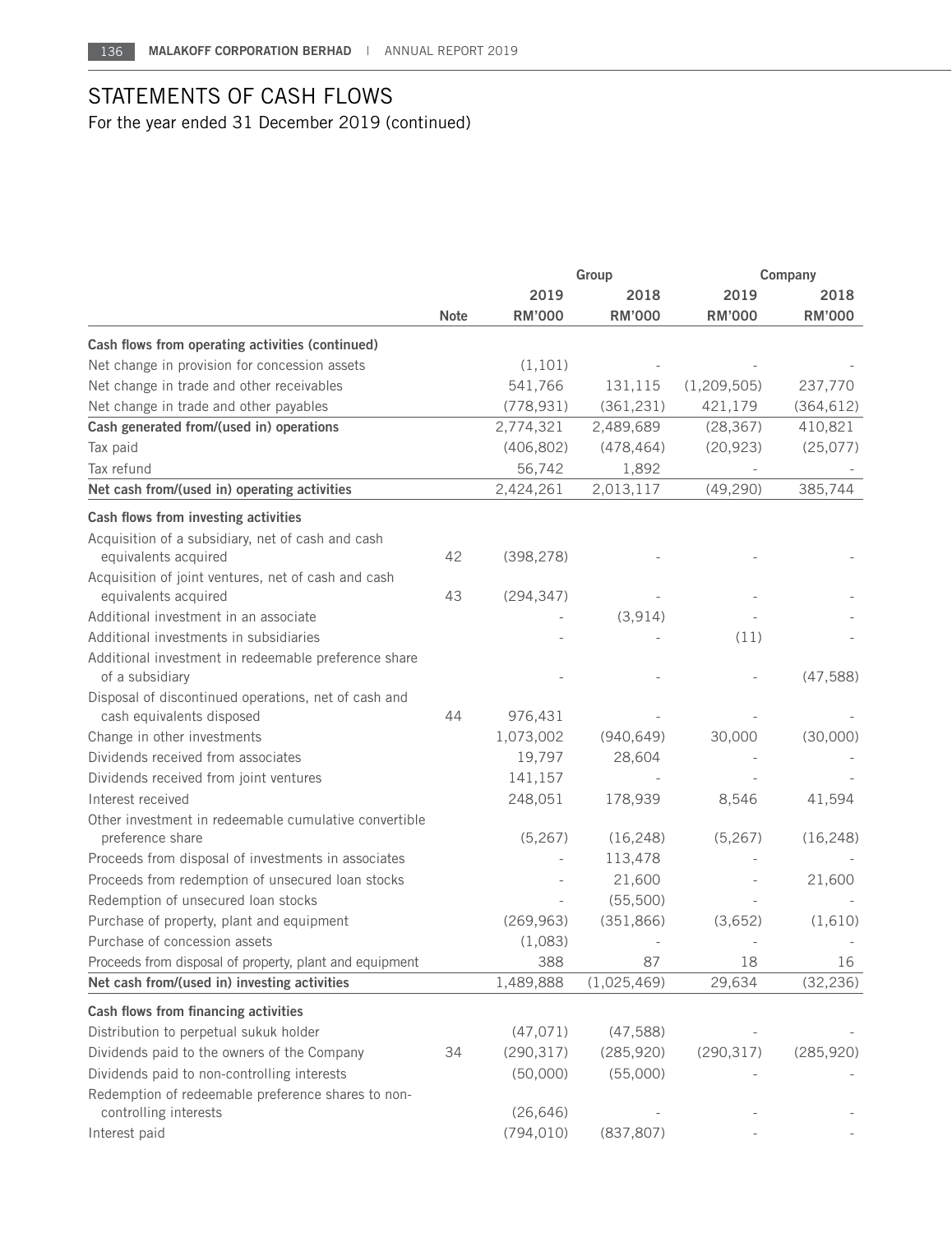# STATEMENTS OF CASH FLOWS

For the year ended 31 December 2019 (continued)

| | | Group | | Company | |
|---|---|---|---|---|---|
| | | 2019 | 2018 | 2019 | 2018 |
| | Note | RM'000 | RM'000 | RM'000 | RM'000 |
| **Cash flows from operating activities (continued)** | | | | | |
| Net change in provision for concession assets | | (1,101) | - | - | - |
| Net change in trade and other receivables | | 541,766 | 131,115 | (1,209,505) | 237,770 |
| Net change in trade and other payables | | (778,931) | (361,231) | 421,179 | (364,612) |
| **Cash generated from/(used in) operations** | | 2,774,321 | 2,489,689 | (28,367) | 410,821 |
| Tax paid | | (406,802) | (478,464) | (20,923) | (25,077) |
| Tax refund | | 56,742 | 1,892 | - | - |
| **Net cash from/(used in) operating activities** | | 2,424,261 | 2,013,117 | (49,290) | 385,744 |
| **Cash flows from investing activities** | | | | | |
| Acquisition of a subsidiary, net of cash and cash equivalents acquired | 42 | (398,278) | - | - | - |
| Acquisition of joint ventures, net of cash and cash equivalents acquired | 43 | (294,347) | - | - | - |
| Additional investment in an associate | | - | (3,914) | - | - |
| Additional investments in subsidiaries | | - | - | (11) | - |
| Additional investment in redeemable preference share of a subsidiary | | - | - | - | (47,588) |
| Disposal of discontinued operations, net of cash and cash equivalents disposed | 44 | 976,431 | - | - | - |
| Change in other investments | | 1,073,002 | (940,649) | 30,000 | (30,000) |
| Dividends received from associates | | 19,797 | 28,604 | - | - |
| Dividends received from joint ventures | | 141,157 | - | - | - |
| Interest received | | 248,051 | 178,939 | 8,546 | 41,594 |
| Other investment in redeemable cumulative convertible preference share | | (5,267) | (16,248) | (5,267) | (16,248) |
| Proceeds from disposal of investments in associates | | - | 113,478 | - | - |
| Proceeds from redemption of unsecured loan stocks | | - | 21,600 | - | 21,600 |
| Redemption of unsecured loan stocks | | - | (55,500) | - | - |
| Purchase of property, plant and equipment | | (269,963) | (351,866) | (3,652) | (1,610) |
| Purchase of concession assets | | (1,083) | - | - | - |
| Proceeds from disposal of property, plant and equipment | | 388 | 87 | 18 | 16 |
| **Net cash from/(used in) investing activities** | | 1,489,888 | (1,025,469) | 29,634 | (32,236) |
| **Cash flows from financing activities** | | | | | |
| Distribution to perpetual sukuk holder | | (47,071) | (47,588) | - | - |
| Dividends paid to the owners of the Company | 34 | (290,317) | (285,920) | (290,317) | (285,920) |
| Dividends paid to non-controlling interests | | (50,000) | (55,000) | - | - |
| Redemption of redeemable preference shares to non-controlling interests | | (26,646) | - | - | - |
| Interest paid | | (794,010) | (837,807) | - | - |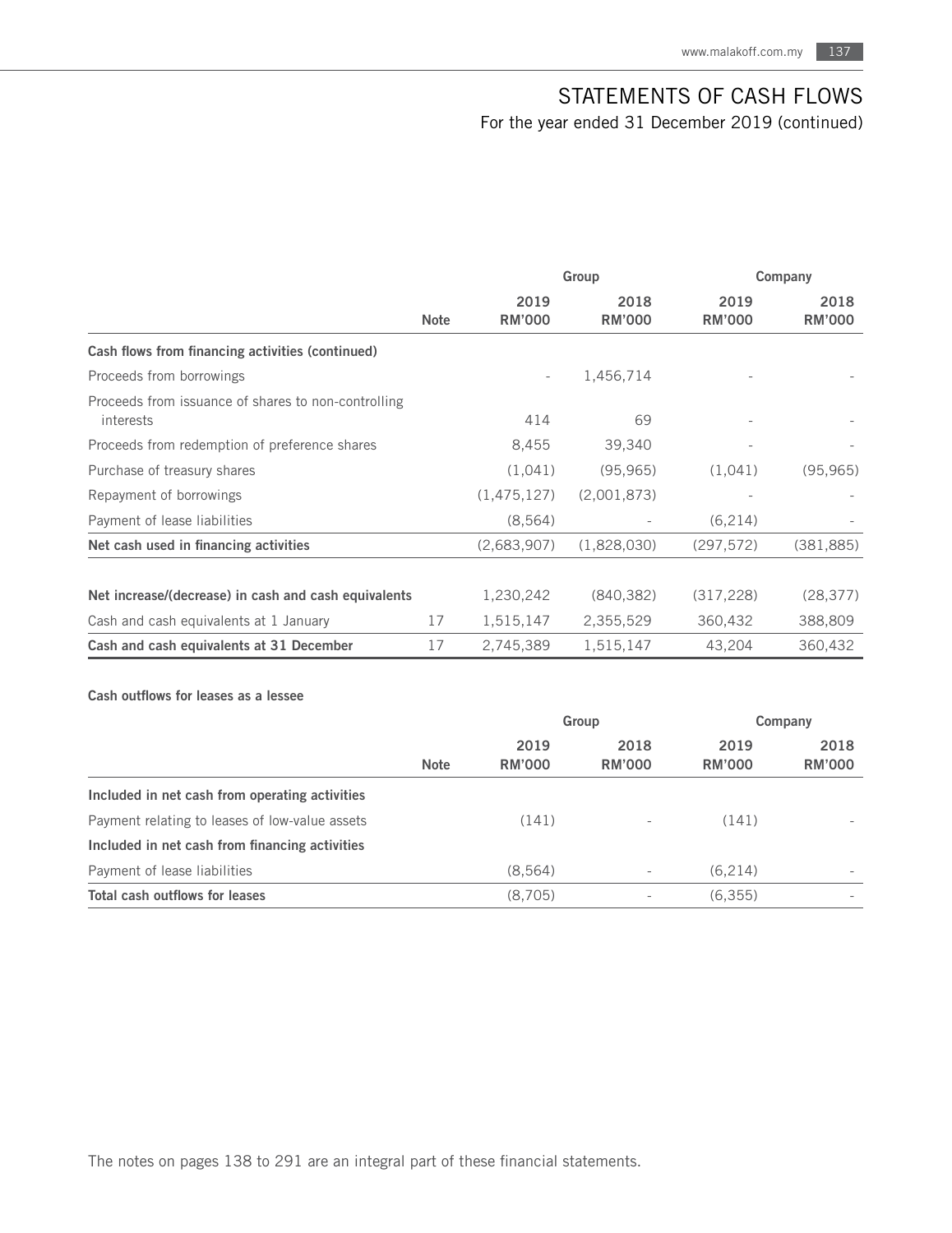# STATEMENTS OF CASH FLOWS

For the year ended 31 December 2019 (continued)

| | Note | Group 2019 RM'000 | Group 2018 RM'000 | Company 2019 RM'000 | Company 2018 RM'000 |
|---|---|---|---|---|---|
| **Cash flows from financing activities (continued)** | | | | | |
| Proceeds from borrowings | | - | 1,456,714 | - | - |
| Proceeds from issuance of shares to non-controlling interests | | 414 | 69 | - | - |
| Proceeds from redemption of preference shares | | 8,455 | 39,340 | - | - |
| Purchase of treasury shares | | (1,041) | (95,965) | (1,041) | (95,965) |
| Repayment of borrowings | | (1,475,127) | (2,001,873) | - | - |
| Payment of lease liabilities | | (8,564) | - | (6,214) | - |
| **Net cash used in financing activities** | | (2,683,907) | (1,828,030) | (297,572) | (381,885) |
| **Net increase/(decrease) in cash and cash equivalents** | | 1,230,242 | (840,382) | (317,228) | (28,377) |
| Cash and cash equivalents at 1 January | 17 | 1,515,147 | 2,355,529 | 360,432 | 388,809 |
| **Cash and cash equivalents at 31 December** | 17 | 2,745,389 | 1,515,147 | 43,204 | 360,432 |

**Cash outflows for leases as a lessee**

| | Note | Group 2019 RM'000 | Group 2018 RM'000 | Company 2019 RM'000 | Company 2018 RM'000 |
|---|---|---|---|---|---|
| **Included in net cash from operating activities** | | | | | |
| Payment relating to leases of low-value assets | | (141) | - | (141) | - |
| **Included in net cash from financing activities** | | | | | |
| Payment of lease liabilities | | (8,564) | - | (6,214) | - |
| **Total cash outflows for leases** | | (8,705) | - | (6,355) | - |

The notes on pages 138 to 291 are an integral part of these financial statements.